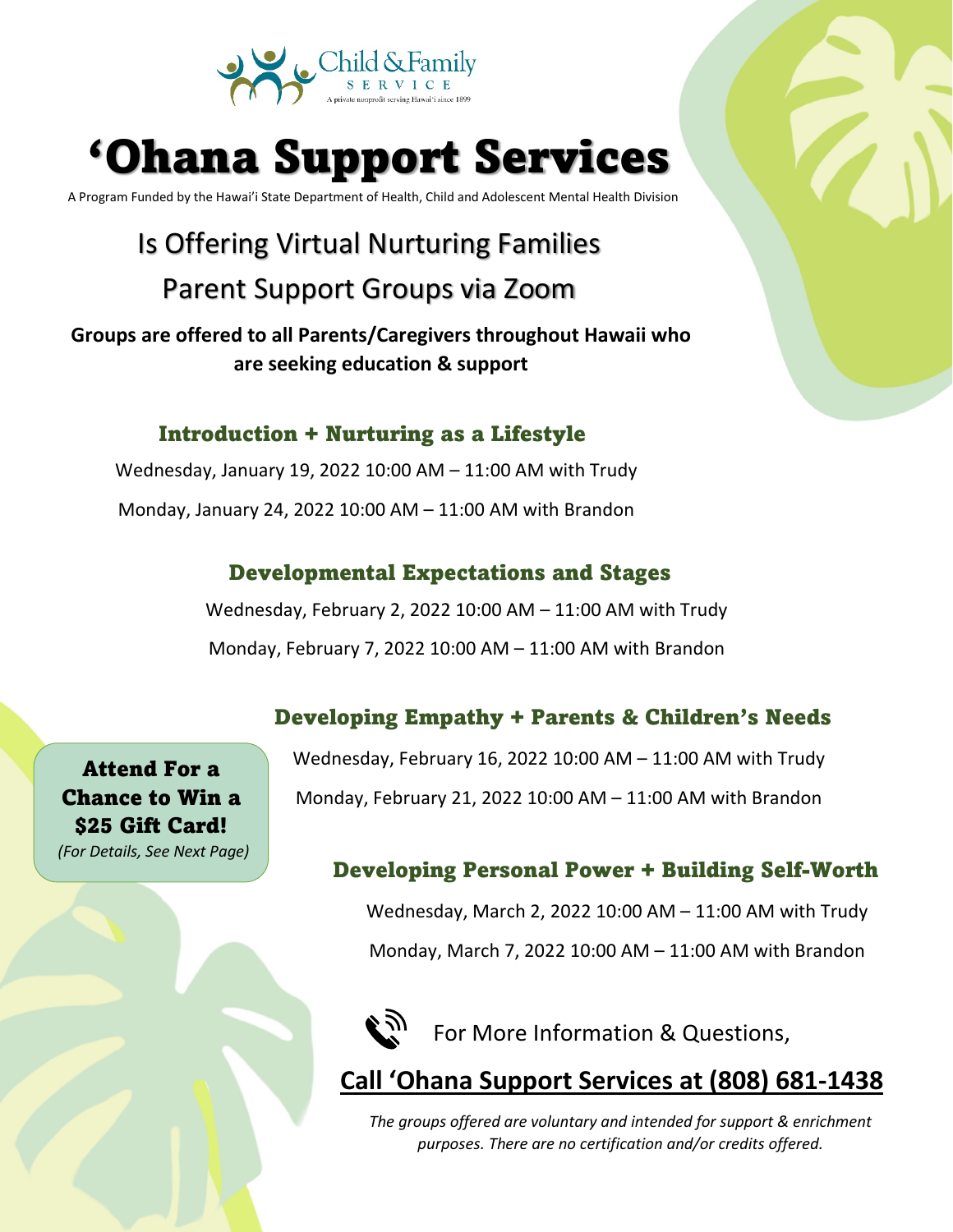Child & Family SERVICE
A private nonprofit serving Hawai'i since 1899

# 'Ohana Support Services

A Program Funded by the Hawai'i State Department of Health, Child and Adolescent Mental Health Division

## Is Offering Virtual Nurturing Families Parent Support Groups via Zoom

**Groups are offered to all Parents/Caregivers throughout Hawaii who are seeking education & support**

### Introduction + Nurturing as a Lifestyle

Wednesday, January 19, 2022 10:00 AM – 11:00 AM with Trudy

Monday, January 24, 2022 10:00 AM – 11:00 AM with Brandon

### Developmental Expectations and Stages

Wednesday, February 2, 2022 10:00 AM – 11:00 AM with Trudy

Monday, February 7, 2022 10:00 AM – 11:00 AM with Brandon

### Developing Empathy + Parents & Children's Needs

Wednesday, February 16, 2022 10:00 AM – 11:00 AM with Trudy

Monday, February 21, 2022 10:00 AM – 11:00 AM with Brandon

**Attend For a Chance to Win a $25 Gift Card!**
*(For Details, See Next Page)*

### Developing Personal Power + Building Self-Worth

Wednesday, March 2, 2022 10:00 AM – 11:00 AM with Trudy

Monday, March 7, 2022 10:00 AM – 11:00 AM with Brandon

For More Information & Questions,

**Call 'Ohana Support Services at (808) 681-1438**

*The groups offered are voluntary and intended for support & enrichment purposes. There are no certification and/or credits offered.*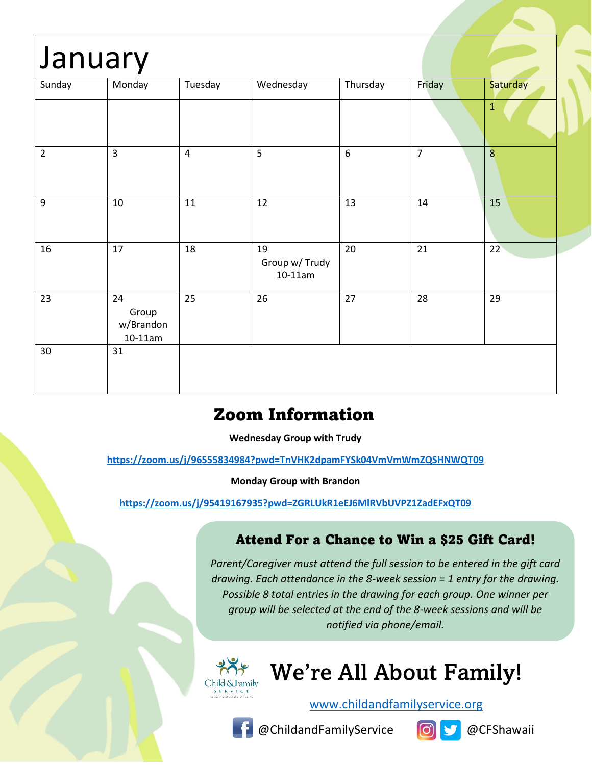# January

| Sunday | Monday | Tuesday | Wednesday | Thursday | Friday | Saturday |
|---|---|---|---|---|---|---|
| | | | | | | 1 |
| 2 | 3 | 4 | 5 | 6 | 7 | 8 |
| 9 | 10 | 11 | 12 | 13 | 14 | 15 |
| 16 | 17 | 18 | 19 Group w/ Trudy 10-11am | 20 | 21 | 22 |
| 23 | 24 Group w/Brandon 10-11am | 25 | 26 | 27 | 28 | 29 |
| 30 | 31 | | | | | |

## Zoom Information

**Wednesday Group with Trudy**

**https://zoom.us/j/96555834984?pwd=TnVHK2dpamFYSk04VmVmWmZQSHNWQT09**

**Monday Group with Brandon**

**https://zoom.us/j/95419167935?pwd=ZGRLUkR1eEJ6MlRVbUVPZ1ZadEFxQT09**

### Attend For a Chance to Win a $25 Gift Card!

*Parent/Caregiver must attend the full session to be entered in the gift card drawing. Each attendance in the 8-week session = 1 entry for the drawing. Possible 8 total entries in the drawing for each group. One winner per group will be selected at the end of the 8-week sessions and will be notified via phone/email.*

Child & Family Service

# We're All About Family!

www.childandfamilyservice.org

@ChildandFamilyService

@CFShawaii